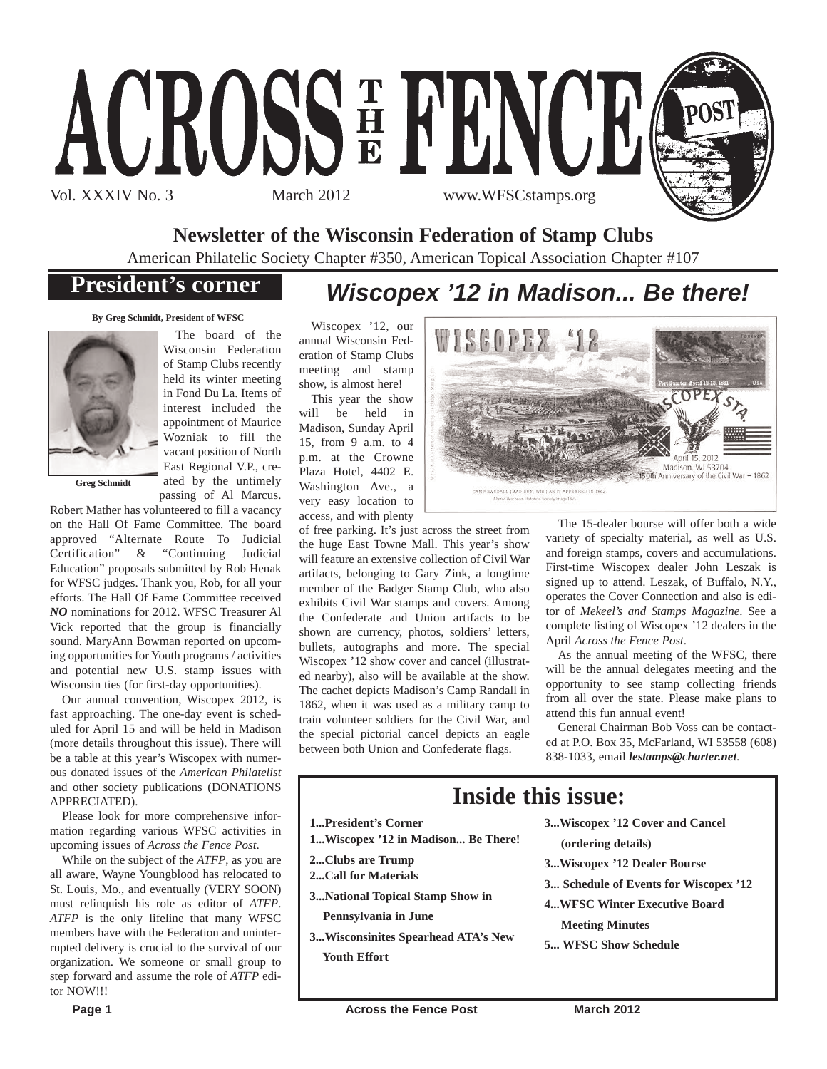# ACROSS THE FENCE POST

Vol. XXXIV No. 3 March 2012 www.WFSCstamps.org

**Newsletter of the Wisconsin Federation of Stamp Clubs**

American Philatelic Society Chapter #350, American Topical Association Chapter #107

## President's corner

**By Greg Schmidt, President of WFSC**

Greg Schmidt

The board of the Wisconsin Federation of Stamp Clubs recently held its winter meeting in Fond Du La. Items of interest included the appointment of Maurice Wozniak to fill the vacant position of North East Regional V.P., created by the untimely passing of Al Marcus. Robert Mather has volunteered to fill a vacancy on the Hall Of Fame Committee. The board approved "Alternate Route To Judicial Certification" & "Continuing Judicial Education" proposals submitted by Rob Henak for WFSC judges. Thank you, Rob, for all your efforts. The Hall Of Fame Committee received ***NO*** nominations for 2012. WFSC Treasurer Al Vick reported that the group is financially sound. MaryAnn Bowman reported on upcoming opportunities for Youth programs / activities and potential new U.S. stamp issues with Wisconsin ties (for first-day opportunities).

Our annual convention, Wiscopex 2012, is fast approaching. The one-day event is scheduled for April 15 and will be held in Madison (more details throughout this issue). There will be a table at this year's Wiscopex with numerous donated issues of the *American Philatelist* and other society publications (DONATIONS APPRECIATED).

Please look for more comprehensive information regarding various WFSC activities in upcoming issues of *Across the Fence Post*.

While on the subject of the *ATFP*, as you are all aware, Wayne Youngblood has relocated to St. Louis, Mo., and eventually (VERY SOON) must relinquish his role as editor of *ATFP*. *ATFP* is the only lifeline that many WFSC members have with the Federation and uninterrupted delivery is crucial to the survival of our organization. We someone or small group to step forward and assume the role of *ATFP* editor NOW!!!

## *Wiscopex '12 in Madison... Be there!*

Wiscopex '12, our annual Wisconsin Federation of Stamp Clubs meeting and stamp show, is almost here!

This year the show will be held in Madison, Sunday April 15, from 9 a.m. to 4 p.m. at the Crowne Plaza Hotel, 4402 E. Washington Ave., a very easy location to access, and with plenty of free parking. It's just across the street from the huge East Towne Mall. This year's show will feature an extensive collection of Civil War artifacts, belonging to Gary Zink, a longtime member of the Badger Stamp Club, who also exhibits Civil War stamps and covers. Among the Confederate and Union artifacts to be shown are currency, photos, soldiers' letters, bullets, autographs and more. The special Wiscopex '12 show cover and cancel (illustrated nearby), also will be available at the show. The cachet depicts Madison's Camp Randall in 1862, when it was used as a military camp to train volunteer soldiers for the Civil War, and the special pictorial cancel depicts an eagle between both Union and Confederate flags.

The 15-dealer bourse will offer both a wide variety of specialty material, as well as U.S. and foreign stamps, covers and accumulations. First-time Wiscopex dealer John Leszak is signed up to attend. Leszak, of Buffalo, N.Y., operates the Cover Connection and also is editor of *Mekeel's and Stamps Magazine*. See a complete listing of Wiscopex '12 dealers in the April *Across the Fence Post*.

As the annual meeting of the WFSC, there will be the annual delegates meeting and the opportunity to see stamp collecting friends from all over the state. Please make plans to attend this fun annual event!

General Chairman Bob Voss can be contacted at P.O. Box 35, McFarland, WI 53558 (608) 838-1033, email ***lestamps@charter.net***.

## Inside this issue:

- **1...President's Corner**
- **1...Wiscopex '12 in Madison... Be There!**
- **2...Clubs are Trump**
- **2...Call for Materials**
- **3...National Topical Stamp Show in Pennsylvania in June**
- **3...Wisconsinites Spearhead ATA's New Youth Effort**
- **3...Wiscopex '12 Cover and Cancel (ordering details)**
- **3...Wiscopex '12 Dealer Bourse**
- **3... Schedule of Events for Wiscopex '12**
- **4...WFSC Winter Executive Board Meeting Minutes**
- **5... WFSC Show Schedule**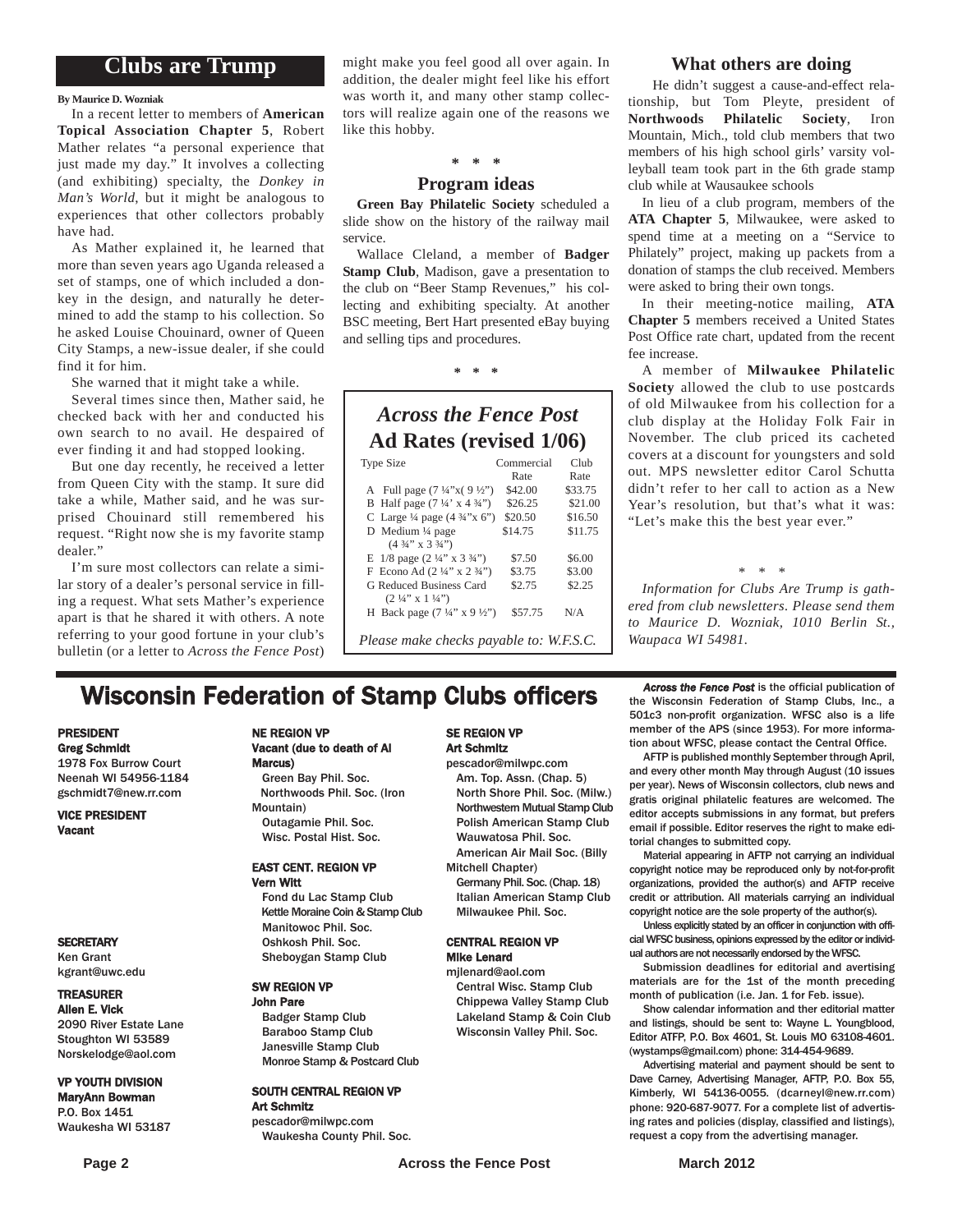## Clubs are Trump

**By Maurice D. Wozniak**

In a recent letter to members of **American Topical Association Chapter 5**, Robert Mather relates "a personal experience that just made my day." It involves a collecting (and exhibiting) specialty, the *Donkey in Man's World*, but it might be analogous to experiences that other collectors probably have had.

As Mather explained it, he learned that more than seven years ago Uganda released a set of stamps, one of which included a donkey in the design, and naturally he determined to add the stamp to his collection. So he asked Louise Chouinard, owner of Queen City Stamps, a new-issue dealer, if she could find it for him.

She warned that it might take a while.

Several times since then, Mather said, he checked back with her and conducted his own search to no avail. He despaired of ever finding it and had stopped looking.

But one day recently, he received a letter from Queen City with the stamp. It sure did take a while, Mather said, and he was surprised Chouinard still remembered his request. "Right now she is my favorite stamp dealer."

I'm sure most collectors can relate a similar story of a dealer's personal service in filling a request. What sets Mather's experience apart is that he shared it with others. A note referring to your good fortune in your club's bulletin (or a letter to *Across the Fence Post*) might make you feel good all over again. In addition, the dealer might feel like his effort was worth it, and many other stamp collectors will realize again one of the reasons we like this hobby.

\* \* \*

### Program ideas

**Green Bay Philatelic Society** scheduled a slide show on the history of the railway mail service.

Wallace Cleland, a member of **Badger Stamp Club**, Madison, gave a presentation to the club on "Beer Stamp Revenues," his collecting and exhibiting specialty. At another BSC meeting, Bert Hart presented eBay buying and selling tips and procedures.

\* \* \*

### *Across the Fence Post* Ad Rates (revised 1/06)

| Type Size | Commercial Rate | Club Rate |
|---|---|---|
| A Full page (7 ¼"x( 9 ½") | $42.00 | $33.75 |
| B Half page (7 ¼' x 4 ¾") | $26.25 | $21.00 |
| C Large ¼ page (4 ¾"x 6") | $20.50 | $16.50 |
| D Medium ¼ page (4 ¾" x 3 ¾") | $14.75 | $11.75 |
| E 1/8 page (2 ¼" x 3 ¾") | $7.50 | $6.00 |
| F Econo Ad (2 ¼" x 2 ¾") | $3.75 | $3.00 |
| G Reduced Business Card (2 ¼" x 1 ¼") | $2.75 | $2.25 |
| H Back page (7 ¼" x 9 ½") | $57.75 | N/A |

*Please make checks payable to: W.F.S.C.*

### What others are doing

He didn't suggest a cause-and-effect relationship, but Tom Pleyte, president of **Northwoods Philatelic Society**, Iron Mountain, Mich., told club members that two members of his high school girls' varsity volleyball team took part in the 6th grade stamp club while at Wausaukee schools

In lieu of a club program, members of the **ATA Chapter 5**, Milwaukee, were asked to spend time at a meeting on a "Service to Philately" project, making up packets from a donation of stamps the club received. Members were asked to bring their own tongs.

In their meeting-notice mailing, **ATA Chapter 5** members received a United States Post Office rate chart, updated from the recent fee increase.

A member of **Milwaukee Philatelic Society** allowed the club to use postcards of old Milwaukee from his collection for a club display at the Holiday Folk Fair in November. The club priced its cacheted covers at a discount for youngsters and sold out. MPS newsletter editor Carol Schutta didn't refer to her call to action as a New Year's resolution, but that's what it was: "Let's make this the best year ever."

\* \* \*

*Information for Clubs Are Trump is gathered from club newsletters. Please send them to Maurice D. Wozniak, 1010 Berlin St., Waupaca WI 54981.*

## Wisconsin Federation of Stamp Clubs officers

**PRESIDENT**
**Greg Schmidt**
1978 Fox Burrow Court
Neenah WI 54956-1184
gschmidt7@new.rr.com

**VICE PRESIDENT**
**Vacant**

**SECRETARY**
Ken Grant
kgrant@uwc.edu

**TREASURER**
**Allen E. Vick**
2090 River Estate Lane
Stoughton WI 53589
Norskelodge@aol.com

**VP YOUTH DIVISION**
**MaryAnn Bowman**
P.O. Box 1451
Waukesha WI 53187

**NE REGION VP**
**Vacant (due to death of Al Marcus)**
Green Bay Phil. Soc.
Northwoods Phil. Soc. (Iron Mountain)
Outagamie Phil. Soc.
Wisc. Postal Hist. Soc.

**EAST CENT. REGION VP**
**Vern Witt**
Fond du Lac Stamp Club
Kettle Moraine Coin & Stamp Club
Manitowoc Phil. Soc.
Oshkosh Phil. Soc.
Sheboygan Stamp Club

**SW REGION VP**
**John Pare**
Badger Stamp Club
Baraboo Stamp Club
Janesville Stamp Club
Monroe Stamp & Postcard Club

**SOUTH CENTRAL REGION VP**
**Art Schmitz**
pescador@milwpc.com
Waukesha County Phil. Soc.

**SE REGION VP**
**Art Schmitz**
pescador@milwpc.com
Am. Top. Assn. (Chap. 5)
North Shore Phil. Soc. (Milw.)
Northwestern Mutual Stamp Club
Polish American Stamp Club
Wauwatosa Phil. Soc.
American Air Mail Soc. (Billy Mitchell Chapter)
Germany Phil. Soc. (Chap. 18)
Italian American Stamp Club
Milwaukee Phil. Soc.

**CENTRAL REGION VP**
**Mike Lenard**
mjlenard@aol.com
Central Wisc. Stamp Club
Chippewa Valley Stamp Club
Lakeland Stamp & Coin Club
Wisconsin Valley Phil. Soc.

***Across the Fence Post*** is the official publication of the Wisconsin Federation of Stamp Clubs, Inc., a 501c3 non-profit organization. WFSC also is a life member of the APS (since 1953). For more information about WFSC, please contact the Central Office.

AFTP is published monthly September through April, and every other month May through August (10 issues per year). News of Wisconsin collectors, club news and gratis original philatelic features are welcomed. The editor accepts submissions in any format, but prefers email if possible. Editor reserves the right to make editorial changes to submitted copy.

Material appearing in AFTP not carrying an individual copyright notice may be reproduced only by not-for-profit organizations, provided the author(s) and AFTP receive credit or attribution. All materials carrying an individual copyright notice are the sole property of the author(s).

Unless explicitly stated by an officer in conjunction with official WFSC business, opinions expressed by the editor or individual authors are not necessarily endorsed by the WFSC.

Submission deadlines for editorial and avertising materials are for the 1st of the month preceding month of publication (i.e. Jan. 1 for Feb. issue).

Show calendar information and ther editorial matter and listings, should be sent to: Wayne L. Youngblood, Editor ATFP, P.O. Box 4601, St. Louis MO 63108-4601. (wystamps@gmail.com) phone: 314-454-9689.

Advertising material and payment should be sent to Dave Carney, Advertising Manager, AFTP, P.O. Box 55, Kimberly, WI 54136-0055. (dcarneyl@new.rr.com) phone: 920-687-9077. For a complete list of advertising rates and policies (display, classified and listings), request a copy from the advertising manager.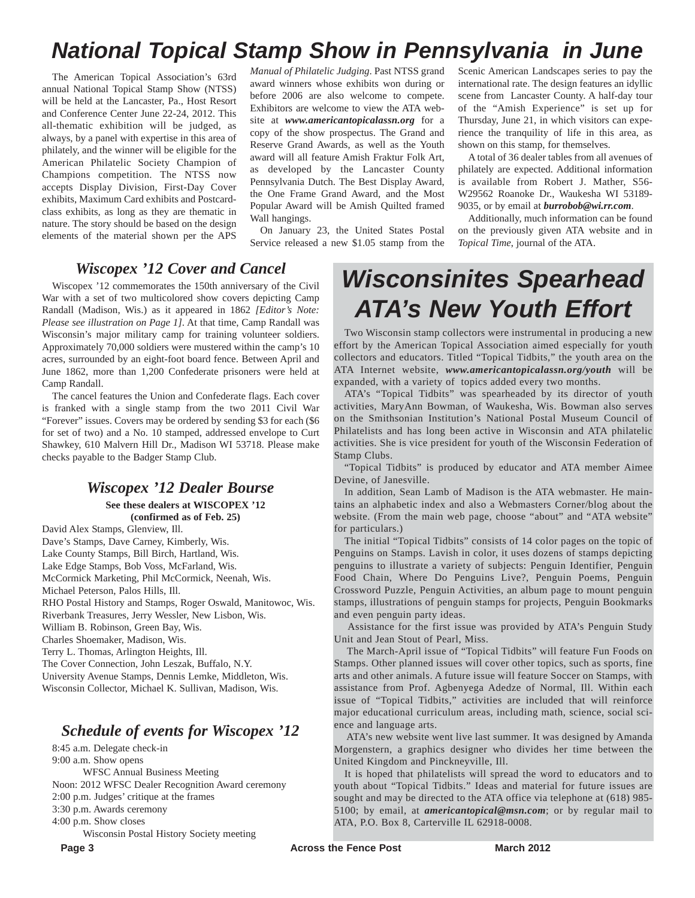# National Topical Stamp Show in Pennsylvania in June

The American Topical Association's 63rd annual National Topical Stamp Show (NTSS) will be held at the Lancaster, Pa., Host Resort and Conference Center June 22-24, 2012. This all-thematic exhibition will be judged, as always, by a panel with expertise in this area of philately, and the winner will be eligible for the American Philatelic Society Champion of Champions competition. The NTSS now accepts Display Division, First-Day Cover exhibits, Maximum Card exhibits and Postcard-class exhibits, as long as they are thematic in nature. The story should be based on the design elements of the material shown per the APS *Manual of Philatelic Judging*. Past NTSS grand award winners whose exhibits won during or before 2006 are also welcome to compete. Exhibitors are welcome to view the ATA website at ***www.americantopicalassn.org*** for a copy of the show prospectus. The Grand and Reserve Grand Awards, as well as the Youth award will all feature Amish Fraktur Folk Art, as developed by the Lancaster County Pennsylvania Dutch. The Best Display Award, the One Frame Grand Award, and the Most Popular Award will be Amish Quilted framed Wall hangings.

On January 23, the United States Postal Service released a new $1.05 stamp from the Scenic American Landscapes series to pay the international rate. The design features an idyllic scene from Lancaster County. A half-day tour of the "Amish Experience" is set up for Thursday, June 21, in which visitors can experience the tranquility of life in this area, as shown on this stamp, for themselves.

A total of 36 dealer tables from all avenues of philately are expected. Additional information is available from Robert J. Mather, S56-W29562 Roanoke Dr., Waukesha WI 53189-9035, or by email at ***burrobob@wi.rr.com***.

Additionally, much information can be found on the previously given ATA website and in *Topical Time*, journal of the ATA.

## *Wiscopex '12 Cover and Cancel*

Wiscopex '12 commemorates the 150th anniversary of the Civil War with a set of two multicolored show covers depicting Camp Randall (Madison, Wis.) as it appeared in 1862 *[Editor's Note: Please see illustration on Page 1]*. At that time, Camp Randall was Wisconsin's major military camp for training volunteer soldiers. Approximately 70,000 soldiers were mustered within the camp's 10 acres, surrounded by an eight-foot board fence. Between April and June 1862, more than 1,200 Confederate prisoners were held at Camp Randall.

The cancel features the Union and Confederate flags. Each cover is franked with a single stamp from the two 2011 Civil War "Forever" issues. Covers may be ordered by sending $3 for each ($6 for set of two) and a No. 10 stamped, addressed envelope to Curt Shawkey, 610 Malvern Hill Dr., Madison WI 53718. Please make checks payable to the Badger Stamp Club.

## *Wiscopex '12 Dealer Bourse*

**See these dealers at WISCOPEX '12 (confirmed as of Feb. 25)**

David Alex Stamps, Glenview, Ill.
Dave's Stamps, Dave Carney, Kimberly, Wis.
Lake County Stamps, Bill Birch, Hartland, Wis.
Lake Edge Stamps, Bob Voss, McFarland, Wis.
McCormick Marketing, Phil McCormick, Neenah, Wis.
Michael Peterson, Palos Hills, Ill.
RHO Postal History and Stamps, Roger Oswald, Manitowoc, Wis.
Riverbank Treasures, Jerry Wessler, New Lisbon, Wis.
William B. Robinson, Green Bay, Wis.
Charles Shoemaker, Madison, Wis.
Terry L. Thomas, Arlington Heights, Ill.
The Cover Connection, John Leszak, Buffalo, N.Y.
University Avenue Stamps, Dennis Lemke, Middleton, Wis.
Wisconsin Collector, Michael K. Sullivan, Madison, Wis.

## *Schedule of events for Wiscopex '12*

8:45 a.m. Delegate check-in
9:00 a.m. Show opens
  WFSC Annual Business Meeting
Noon: 2012 WFSC Dealer Recognition Award ceremony
2:00 p.m. Judges' critique at the frames
3:30 p.m. Awards ceremony
4:00 p.m. Show closes
  Wisconsin Postal History Society meeting

# *Wisconsinites Spearhead ATA's New Youth Effort*

Two Wisconsin stamp collectors were instrumental in producing a new effort by the American Topical Association aimed especially for youth collectors and educators. Titled "Topical Tidbits," the youth area on the ATA Internet website, ***www.americantopicalassn.org/youth*** will be expanded, with a variety of topics added every two months.

ATA's "Topical Tidbits" was spearheaded by its director of youth activities, MaryAnn Bowman, of Waukesha, Wis. Bowman also serves on the Smithsonian Institution's National Postal Museum Council of Philatelists and has long been active in Wisconsin and ATA philatelic activities. She is vice president for youth of the Wisconsin Federation of Stamp Clubs.

"Topical Tidbits" is produced by educator and ATA member Aimee Devine, of Janesville.

In addition, Sean Lamb of Madison is the ATA webmaster. He maintains an alphabetic index and also a Webmasters Corner/blog about the website. (From the main web page, choose "about" and "ATA website" for particulars.)

The initial "Topical Tidbits" consists of 14 color pages on the topic of Penguins on Stamps. Lavish in color, it uses dozens of stamps depicting penguins to illustrate a variety of subjects: Penguin Identifier, Penguin Food Chain, Where Do Penguins Live?, Penguin Poems, Penguin Crossword Puzzle, Penguin Activities, an album page to mount penguin stamps, illustrations of penguin stamps for projects, Penguin Bookmarks and even penguin party ideas.

Assistance for the first issue was provided by ATA's Penguin Study Unit and Jean Stout of Pearl, Miss.

The March-April issue of "Topical Tidbits" will feature Fun Foods on Stamps. Other planned issues will cover other topics, such as sports, fine arts and other animals. A future issue will feature Soccer on Stamps, with assistance from Prof. Agbenyega Adedze of Normal, Ill. Within each issue of "Topical Tidbits," activities are included that will reinforce major educational curriculum areas, including math, science, social science and language arts.

ATA's new website went live last summer. It was designed by Amanda Morgenstern, a graphics designer who divides her time between the United Kingdom and Pinckneyville, Ill.

It is hoped that philatelists will spread the word to educators and to youth about "Topical Tidbits." Ideas and material for future issues are sought and may be directed to the ATA office via telephone at (618) 985-5100; by email, at ***americantopical@msn.com***; or by regular mail to ATA, P.O. Box 8, Carterville IL 62918-0008.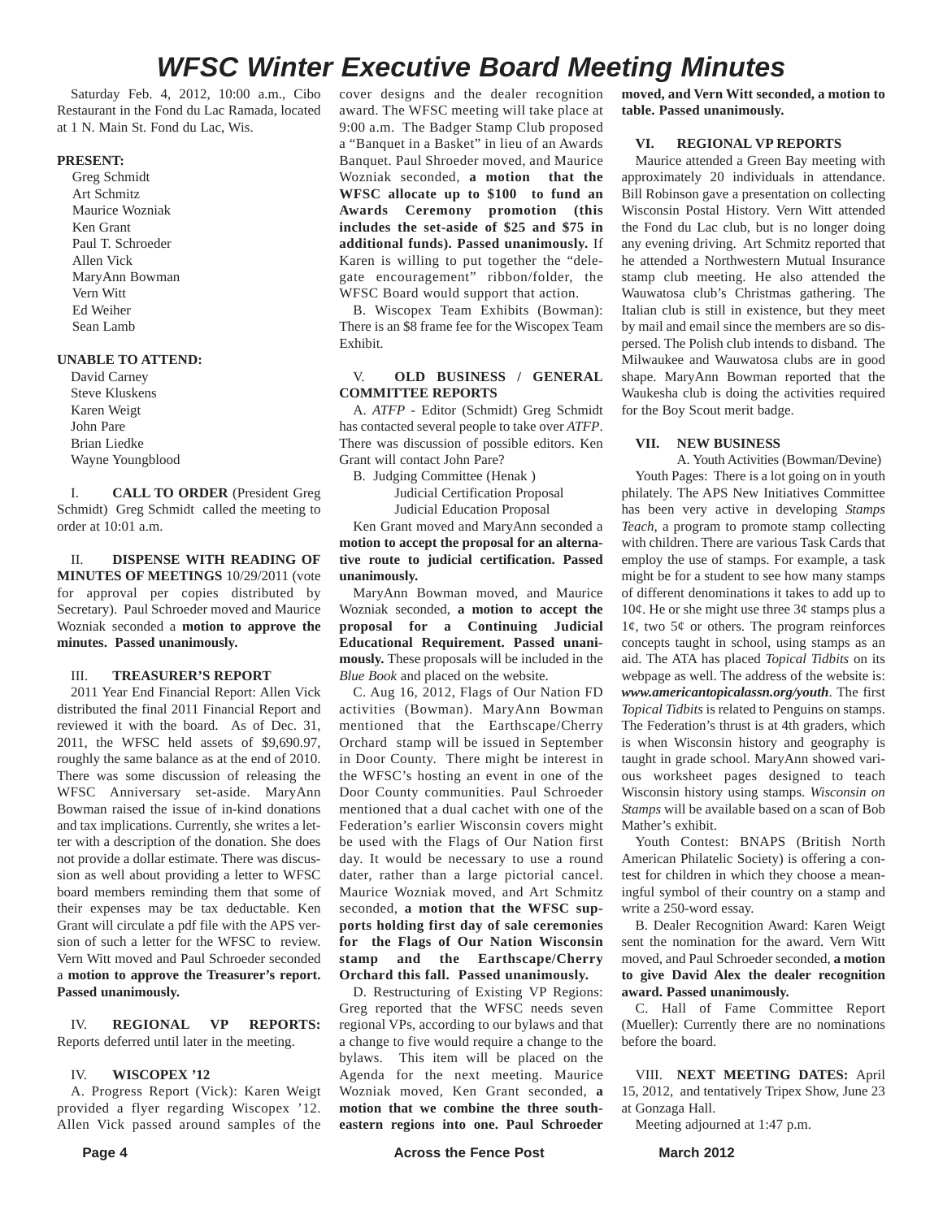# WFSC Winter Executive Board Meeting Minutes

Saturday Feb. 4, 2012, 10:00 a.m., Cibo Restaurant in the Fond du Lac Ramada, located at 1 N. Main St. Fond du Lac, Wis.

**PRESENT:**

Greg Schmidt
Art Schmitz
Maurice Wozniak
Ken Grant
Paul T. Schroeder
Allen Vick
MaryAnn Bowman
Vern Witt
Ed Weiher
Sean Lamb

**UNABLE TO ATTEND:**

David Carney
Steve Kluskens
Karen Weigt
John Pare
Brian Liedke
Wayne Youngblood

I. **CALL TO ORDER** (President Greg Schmidt) Greg Schmidt called the meeting to order at 10:01 a.m.

II. **DISPENSE WITH READING OF MINUTES OF MEETINGS** 10/29/2011 (vote for approval per copies distributed by Secretary). Paul Schroeder moved and Maurice Wozniak seconded a **motion to approve the minutes. Passed unanimously.**

III. **TREASURER'S REPORT**

2011 Year End Financial Report: Allen Vick distributed the final 2011 Financial Report and reviewed it with the board. As of Dec. 31, 2011, the WFSC held assets of $9,690.97, roughly the same balance as at the end of 2010. There was some discussion of releasing the WFSC Anniversary set-aside. MaryAnn Bowman raised the issue of in-kind donations and tax implications. Currently, she writes a letter with a description of the donation. She does not provide a dollar estimate. There was discussion as well about providing a letter to WFSC board members reminding them that some of their expenses may be tax deductable. Ken Grant will circulate a pdf file with the APS version of such a letter for the WFSC to review. Vern Witt moved and Paul Schroeder seconded a **motion to approve the Treasurer's report. Passed unanimously.**

IV. **REGIONAL VP REPORTS:** Reports deferred until later in the meeting.

IV. **WISCOPEX '12**

A. Progress Report (Vick): Karen Weigt provided a flyer regarding Wiscopex '12. Allen Vick passed around samples of the cover designs and the dealer recognition award. The WFSC meeting will take place at 9:00 a.m. The Badger Stamp Club proposed a "Banquet in a Basket" in lieu of an Awards Banquet. Paul Shroeder moved, and Maurice Wozniak seconded, **a motion that the WFSC allocate up to $100 to fund an Awards Ceremony promotion (this includes the set-aside of $25 and $75 in additional funds). Passed unanimously.** If Karen is willing to put together the "delegate encouragement" ribbon/folder, the WFSC Board would support that action.

B. Wiscopex Team Exhibits (Bowman): There is an $8 frame fee for the Wiscopex Team Exhibit.

V. **OLD BUSINESS / GENERAL COMMITTEE REPORTS**

A. *ATFP* - Editor (Schmidt) Greg Schmidt has contacted several people to take over *ATFP*. There was discussion of possible editors. Ken Grant will contact John Pare?

B. Judging Committee (Henak )

Judicial Certification Proposal
Judicial Education Proposal

Ken Grant moved and MaryAnn seconded a **motion to accept the proposal for an alternative route to judicial certification. Passed unanimously.**

MaryAnn Bowman moved, and Maurice Wozniak seconded, **a motion to accept the proposal for a Continuing Judicial Educational Requirement. Passed unanimously.** These proposals will be included in the *Blue Book* and placed on the website.

C. Aug 16, 2012, Flags of Our Nation FD activities (Bowman). MaryAnn Bowman mentioned that the Earthscape/Cherry Orchard stamp will be issued in September in Door County. There might be interest in the WFSC's hosting an event in one of the Door County communities. Paul Schroeder mentioned that a dual cachet with one of the Federation's earlier Wisconsin covers might be used with the Flags of Our Nation first day. It would be necessary to use a round dater, rather than a large pictorial cancel. Maurice Wozniak moved, and Art Schmitz seconded, **a motion that the WFSC supports holding first day of sale ceremonies for the Flags of Our Nation Wisconsin stamp and the Earthscape/Cherry Orchard this fall. Passed unanimously.**

D. Restructuring of Existing VP Regions: Greg reported that the WFSC needs seven regional VPs, according to our bylaws and that a change to five would require a change to the bylaws. This item will be placed on the Agenda for the next meeting. Maurice Wozniak moved, Ken Grant seconded, **a motion that we combine the three southeastern regions into one. Paul Schroeder moved, and Vern Witt seconded, a motion to table. Passed unanimously.**

VI. **REGIONAL VP REPORTS**

Maurice attended a Green Bay meeting with approximately 20 individuals in attendance. Bill Robinson gave a presentation on collecting Wisconsin Postal History. Vern Witt attended the Fond du Lac club, but is no longer doing any evening driving. Art Schmitz reported that he attended a Northwestern Mutual Insurance stamp club meeting. He also attended the Wauwatosa club's Christmas gathering. The Italian club is still in existence, but they meet by mail and email since the members are so dispersed. The Polish club intends to disband. The Milwaukee and Wauwatosa clubs are in good shape. MaryAnn Bowman reported that the Waukesha club is doing the activities required for the Boy Scout merit badge.

VII. **NEW BUSINESS**

A. Youth Activities (Bowman/Devine)

Youth Pages: There is a lot going on in youth philately. The APS New Initiatives Committee has been very active in developing *Stamps Teach*, a program to promote stamp collecting with children. There are various Task Cards that employ the use of stamps. For example, a task might be for a student to see how many stamps of different denominations it takes to add up to 10¢. He or she might use three 3¢ stamps plus a 1¢, two 5¢ or others. The program reinforces concepts taught in school, using stamps as an aid. The ATA has placed *Topical Tidbits* on its webpage as well. The address of the website is: ***www.americantopicalassn.org/youth***. The first *Topical Tidbits* is related to Penguins on stamps. The Federation's thrust is at 4th graders, which is when Wisconsin history and geography is taught in grade school. MaryAnn showed various worksheet pages designed to teach Wisconsin history using stamps. *Wisconsin on Stamps* will be available based on a scan of Bob Mather's exhibit.

Youth Contest: BNAPS (British North American Philatelic Society) is offering a contest for children in which they choose a meaningful symbol of their country on a stamp and write a 250-word essay.

B. Dealer Recognition Award: Karen Weigt sent the nomination for the award. Vern Witt moved, and Paul Schroeder seconded, **a motion to give David Alex the dealer recognition award. Passed unanimously.**

C. Hall of Fame Committee Report (Mueller): Currently there are no nominations before the board.

VIII. **NEXT MEETING DATES:** April 15, 2012, and tentatively Tripex Show, June 23 at Gonzaga Hall.

Meeting adjourned at 1:47 p.m.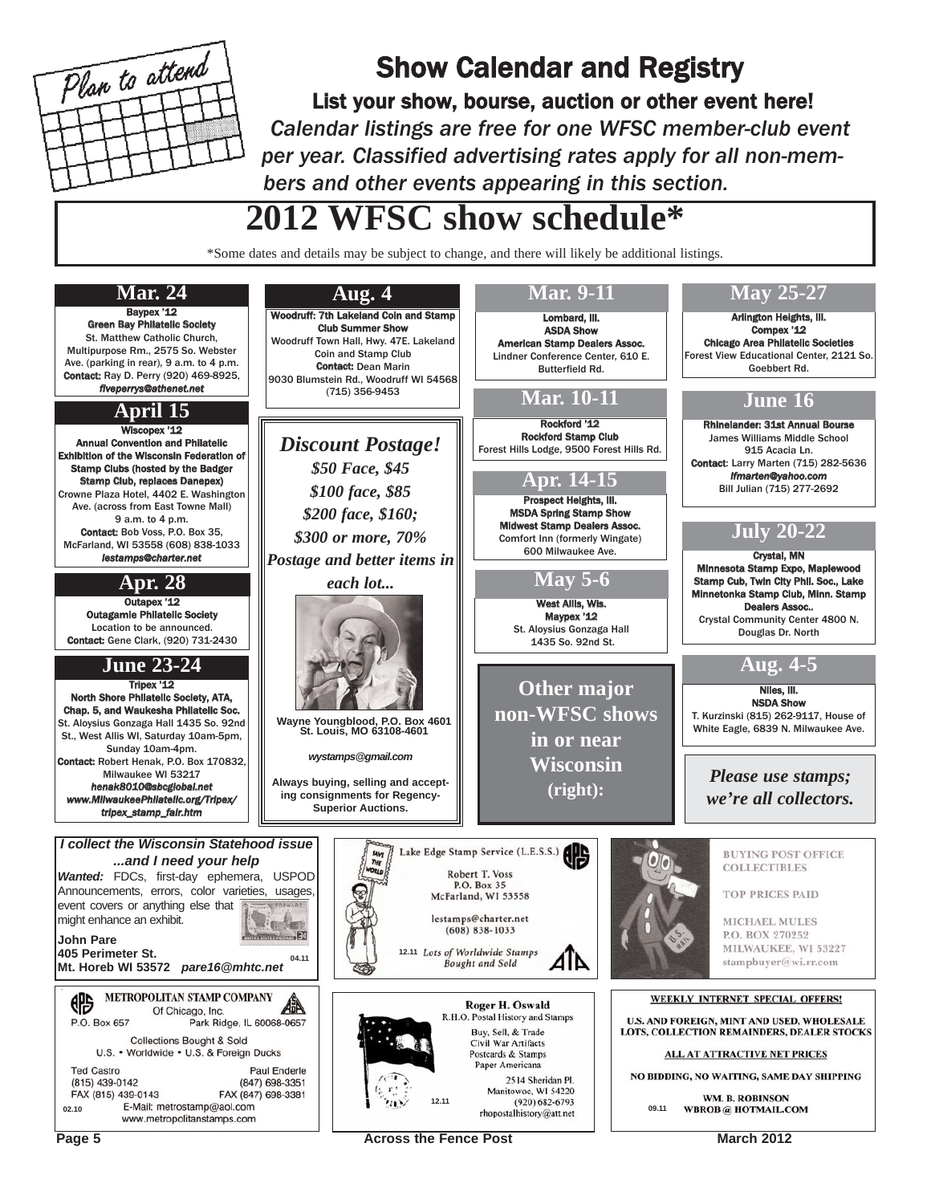Plan to attend

# Show Calendar and Registry

**List your show, bourse, auction or other event here!**

*Calendar listings are free for one WFSC member-club event per year. Classified advertising rates apply for all non-members and other events appearing in this section.*

## 2012 WFSC show schedule*

*Some dates and details may be subject to change, and there will likely be additional listings.

### Mar. 24

**Baypex '12**
**Green Bay Philatelic Society**
St. Matthew Catholic Church, Multipurpose Rm., 2575 So. Webster Ave. (parking in rear), 9 a.m. to 4 p.m.
**Contact:** Ray D. Perry (920) 469-8925, *fiveperrys@athenet.net*

### April 15

**Wiscopex '12**
**Annual Convention and Philatelic Exhibition of the Wisconsin Federation of Stamp Clubs (hosted by the Badger Stamp Club, replaces Danepex)**
Crowne Plaza Hotel, 4402 E. Washington Ave. (across from East Towne Mall) 9 a.m. to 4 p.m.
**Contact:** Bob Voss, P.O. Box 35, McFarland, WI 53558 (608) 838-1033 *lestamps@charter.net*

### Apr. 28

**Outapex '12**
**Outagamie Philatelic Society**
Location to be announced.
**Contact:** Gene Clark, (920) 731-2430

### June 23-24

**Tripex '12**
**North Shore Philatelic Society, ATA, Chap. 5, and Waukesha Philatelic Soc.**
St. Aloysius Gonzaga Hall 1435 So. 92nd St., West Allis WI, Saturday 10am-5pm, Sunday 10am-4pm.
**Contact:** Robert Henak, P.O. Box 170832, Milwaukee WI 53217
*henak8010@sbcglobal.net*
*www.MilwaukeePhilatelic.org/Tripex/tripex_stamp_fair.htm*

### Aug. 4

**Woodruff: 7th Lakeland Coin and Stamp Club Summer Show**
Woodruff Town Hall, Hwy. 47E. Lakeland Coin and Stamp Club
**Contact:** Dean Marin
9030 Blumstein Rd., Woodruff WI 54568
(715) 356-9453

*Discount Postage!*
*$50 Face, $45*
*$100 face, $85*
*$200 face, $160;*
*$300 or more, 70%*
*Postage and better items in each lot...*

Wayne Youngblood, P.O. Box 4601 St. Louis, MO 63108-4601

*wystamps@gmail.com*

Always buying, selling and accepting consignments for Regency-Superior Auctions.

### Other major non-WFSC shows in or near Wisconsin (right):

### Mar. 9-11

**Lombard, Ill.**
**ASDA Show**
**American Stamp Dealers Assoc.**
Lindner Conference Center, 610 E. Butterfield Rd.

### Mar. 10-11

**Rockford '12**
**Rockford Stamp Club**
Forest Hills Lodge, 9500 Forest Hills Rd.

### Apr. 14-15

**Prospect Heights, Ill.**
**MSDA Spring Stamp Show**
**Midwest Stamp Dealers Assoc.**
Comfort Inn (formerly Wingate)
600 Milwaukee Ave.

### May 5-6

**West Allis, Wis.**
**Maypex '12**
St. Aloysius Gonzaga Hall
1435 So. 92nd St.

### May 25-27

**Arlington Heights, Ill.**
**Compex '12**
**Chicago Area Philatelic Societies**
Forest View Educational Center, 2121 So. Goebbert Rd.

### June 16

**Rhinelander: 31st Annual Bourse**
James Williams Middle School
915 Acacia Ln.
**Contact:** Larry Marten (715) 282-5636
*lfmarten@yahoo.com*
Bill Julian (715) 277-2692

### July 20-22

**Crystal, MN**
**Minnesota Stamp Expo, Maplewood Stamp Cub, Twin City Phil. Soc., Lake Minnetonka Stamp Club, Minn. Stamp Dealers Assoc..**
Crystal Community Center 4800 N. Douglas Dr. North

### Aug. 4-5

**Niles, Ill.**
**NSDA Show**
T. Kurzinski (815) 262-9117, House of White Eagle, 6839 N. Milwaukee Ave.

*Please use stamps; we're all collectors.*

---

***I collect the Wisconsin Statehood issue ...and I need your help***

***Wanted:*** FDCs, first-day ephemera, USPOD Announcements, errors, color varieties, usages, event covers or anything else that might enhance an exhibit.

**John Pare**
**405 Perimeter St.**
**Mt. Horeb WI 53572** ***pare16@mhtc.net***

04.11

---

Lake Edge Stamp Service (L.E.S.S.)
Robert T. Voss
P.O. Box 35
McFarland, WI 53558
lestamps@charter.net
(608) 838-1033
*Lots of Worldwide Stamps Bought and Sold*
12.11

---

BUYING POST OFFICE COLLECTIBLES
TOP PRICES PAID
MICHAEL MULES
P.O. BOX 270252
MILWAUKEE, WI 53227
stampbuyer@wi.rr.com

---

METROPOLITAN STAMP COMPANY
Of Chicago, Inc.
P.O. Box 657 Park Ridge, IL 60068-0657
Collections Bought & Sold
U.S. • Worldwide • U.S. & Foreign Ducks
Ted Castro (815) 439-0142 FAX (815) 439-0143
Paul Enderle (847) 698-3351 FAX (847) 698-3381
E-Mail: metrostamp@aol.com
www.metropolitanstamps.com
02.10

---

Roger H. Oswald
R.H.O. Postal History and Stamps
Buy, Sell, & Trade
Civil War Artifacts
Postcards & Stamps
Paper Americana
2514 Sheridan Pl.
Manitowoc, WI 54220
(920) 682-6793
rhopostalhistory@att.net
12.11

---

WEEKLY INTERNET SPECIAL OFFERS!
U.S. AND FOREIGN, MINT AND USED, WHOLESALE LOTS, COLLECTION REMAINDERS, DEALER STOCKS
ALL AT ATTRACTIVE NET PRICES
NO BIDDING, NO WAITING, SAME DAY SHIPPING
WM. B. ROBINSON
WBROB @ HOTMAIL.COM
09.11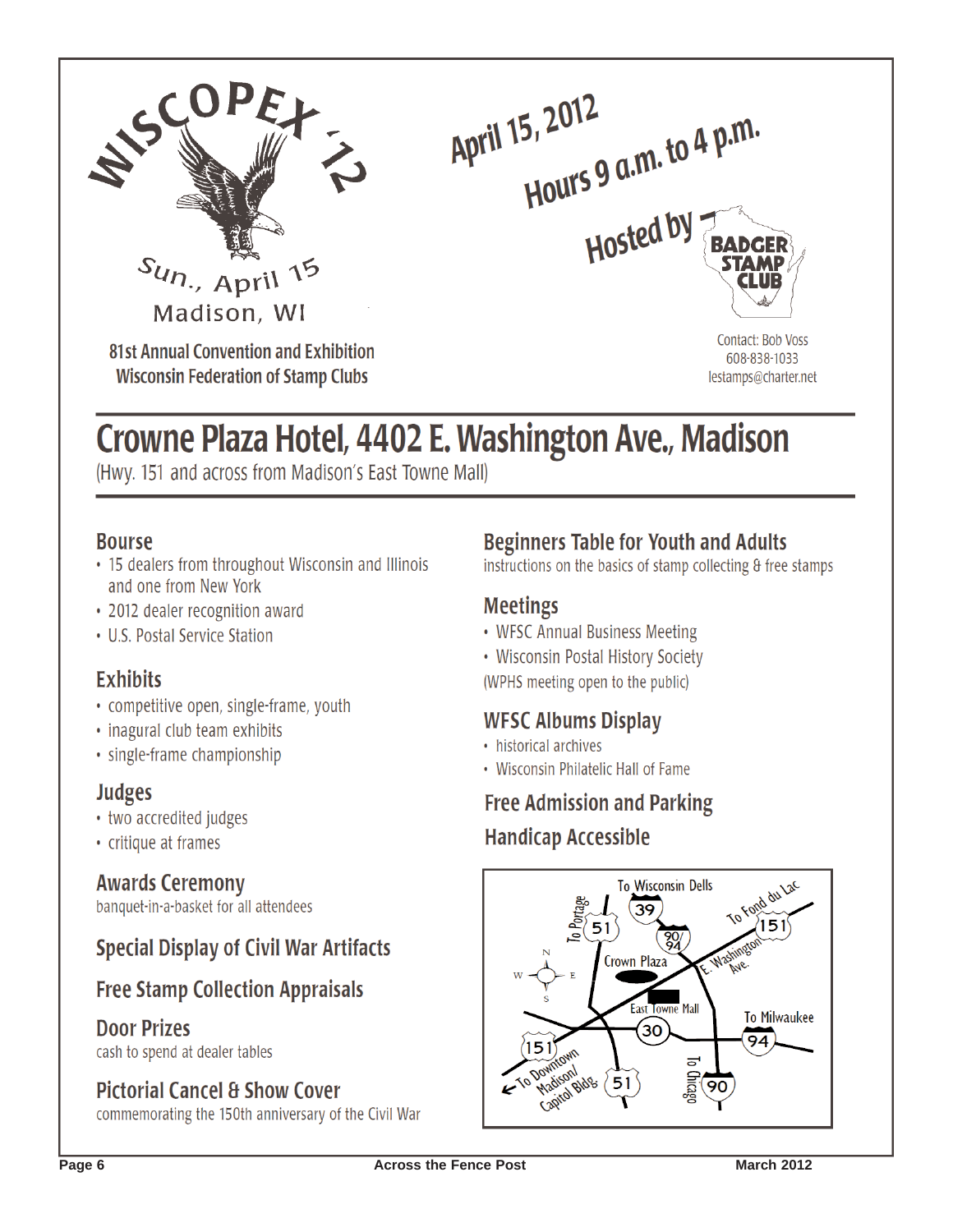# WISCOPEX '12

Sun., April 15
Madison, WI

April 15, 2012
Hours 9 a.m. to 4 p.m.
Hosted by BADGER STAMP CLUB

81st Annual Convention and Exhibition
Wisconsin Federation of Stamp Clubs

Contact: Bob Voss
608-838-1033
lestamps@charter.net

# Crowne Plaza Hotel, 4402 E. Washington Ave., Madison

(Hwy. 151 and across from Madison's East Towne Mall)

## Bourse

- 15 dealers from throughout Wisconsin and Illinois and one from New York
- 2012 dealer recognition award
- U.S. Postal Service Station

## Exhibits

- competitive open, single-frame, youth
- inagural club team exhibits
- single-frame championship

## Judges

- two accredited judges
- critique at frames

## Awards Ceremony

banquet-in-a-basket for all attendees

## Special Display of Civil War Artifacts

## Free Stamp Collection Appraisals

## Door Prizes

cash to spend at dealer tables

## Pictorial Cancel & Show Cover

commemorating the 150th anniversary of the Civil War

## Beginners Table for Youth and Adults

instructions on the basics of stamp collecting & free stamps

## Meetings

- WFSC Annual Business Meeting
- Wisconsin Postal History Society

(WPHS meeting open to the public)

## WFSC Albums Display

- historical archives
- Wisconsin Philatelic Hall of Fame

## Free Admission and Parking

## Handicap Accessible

To Wisconsin Dells
39
To Portage
51
90/94
To Fond du Lac
151
Crown Plaza
E. Washington Ave.
East Towne Mall
To Milwaukee
94
30
151
To Downtown Madison/ Capitol Bldg.
51
To Chicago
90